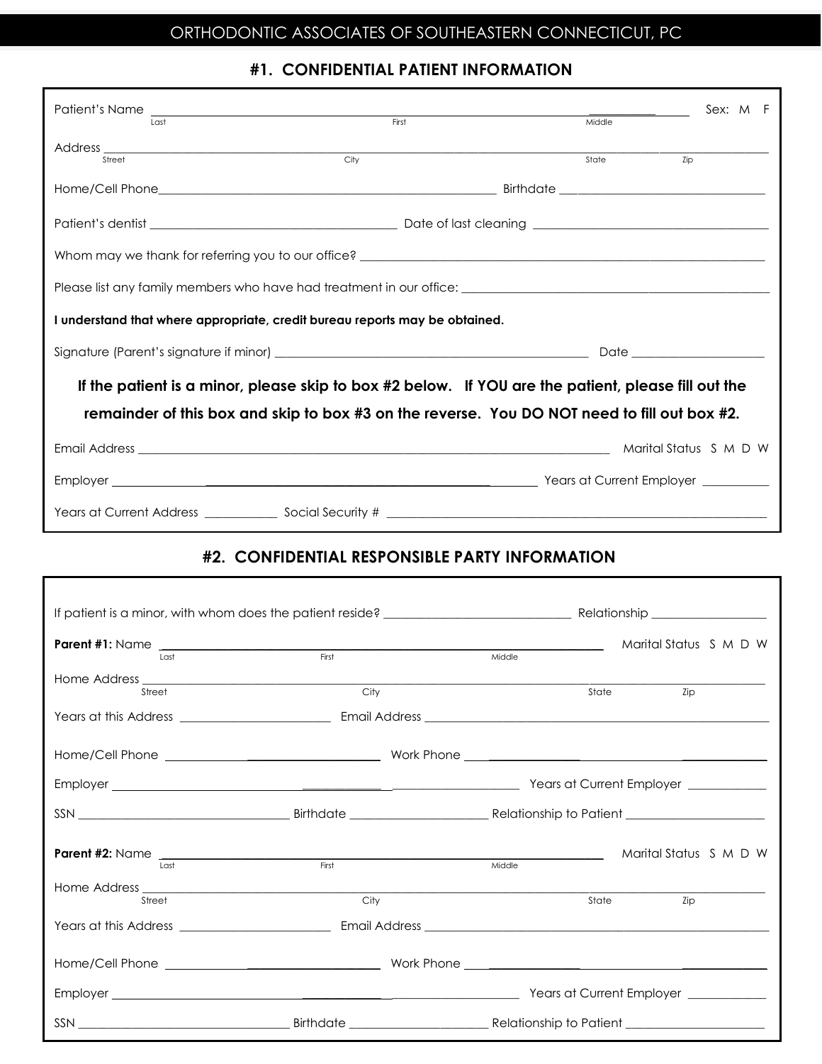# ORTHODONTIC ASSOCIATES OF SOUTHEASTERN CONNECTICUT, PC

## #1. CONFIDENTIAL PATIENT INFORMATION

Patient's Name ______________________________________________ ______________ Sex: M F
Last First Middle

Address ______________________________________________________________________
Street City State Zip

Home/Cell Phone________________________________ Birthdate ____________________

Patient's dentist __________________________ Date of last cleaning ____________________

Whom may we thank for referring you to our office? ________________________________________

Please list any family members who have had treatment in our office: ____________________________

**I understand that where appropriate, credit bureau reports may be obtained.**

Signature (Parent's signature if minor) ______________________________ Date ______________

**If the patient is a minor, please skip to box #2 below. If YOU are the patient, please fill out the remainder of this box and skip to box #3 on the reverse. You DO NOT need to fill out box #2.**

Email Address ______________________________________________ Marital Status S M D W

Employer ______________________________________ Years at Current Employer __________

Years at Current Address __________ Social Security # ________________________________

## #2. CONFIDENTIAL RESPONSIBLE PARTY INFORMATION

If patient is a minor, with whom does the patient reside? ____________________ Relationship ____________

**Parent #1:** Name ______________________________________________ Marital Status S M D W
Last First Middle

Home Address ______________________________________________________________________
Street City State Zip

Years at this Address ______________ Email Address ____________________________________

Home/Cell Phone ______________________ Work Phone ______________________________

Employer __________________________________________ Years at Current Employer __________

SSN ______________________ Birthdate ______________ Relationship to Patient ______________

**Parent #2:** Name ______________________________________________ Marital Status S M D W
Last First Middle

Home Address ______________________________________________________________________
Street City State Zip

Years at this Address ______________ Email Address ____________________________________

Home/Cell Phone ______________________ Work Phone ______________________________

Employer __________________________________________ Years at Current Employer __________

SSN ______________________ Birthdate ______________ Relationship to Patient ______________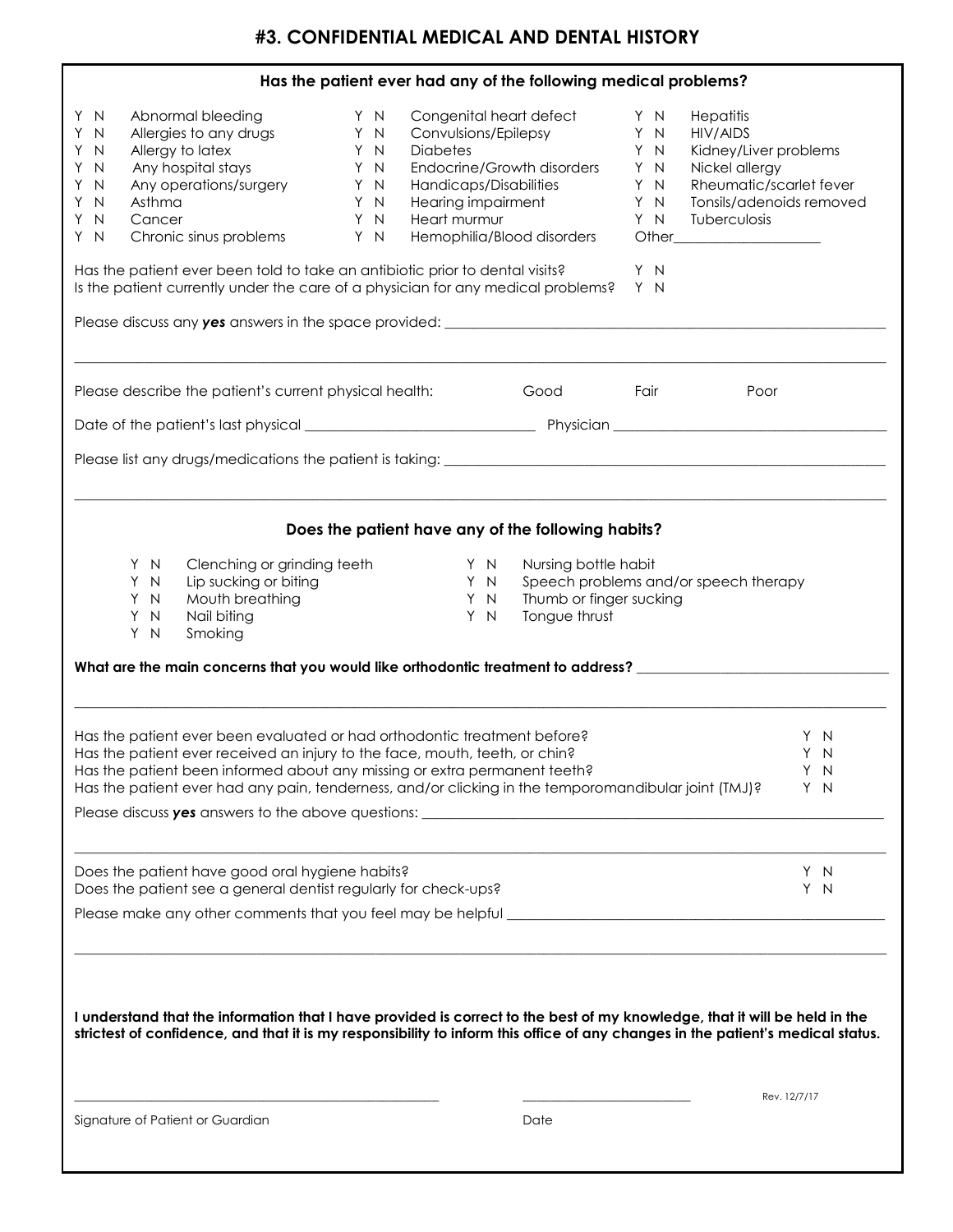# #3. CONFIDENTIAL MEDICAL AND DENTAL HISTORY

**Has the patient ever had any of the following medical problems?**

| | | | | | |
|---|---|---|---|---|---|
| Y N | Abnormal bleeding | Y N | Congenital heart defect | Y N | Hepatitis |
| Y N | Allergies to any drugs | Y N | Convulsions/Epilepsy | Y N | HIV/AIDS |
| Y N | Allergy to latex | Y N | Diabetes | Y N | Kidney/Liver problems |
| Y N | Any hospital stays | Y N | Endocrine/Growth disorders | Y N | Nickel allergy |
| Y N | Any operations/surgery | Y N | Handicaps/Disabilities | Y N | Rheumatic/scarlet fever |
| Y N | Asthma | Y N | Hearing impairment | Y N | Tonsils/adenoids removed |
| Y N | Cancer | Y N | Heart murmur | Y N | Tuberculosis |
| Y N | Chronic sinus problems | Y N | Hemophilia/Blood disorders | | Other____________________ |

Has the patient ever been told to take an antibiotic prior to dental visits? Y N

Is the patient currently under the care of a physician for any medical problems? Y N

Please discuss any ***yes*** answers in the space provided: ______________________________________________

______________________________________________________________________________

Please describe the patient's current physical health: Good Fair Poor

Date of the patient's last physical ______________________ Physician ______________________

Please list any drugs/medications the patient is taking: ______________________________________________

______________________________________________________________________________

**Does the patient have any of the following habits?**

| | | | |
|---|---|---|---|
| Y N | Clenching or grinding teeth | Y N | Nursing bottle habit |
| Y N | Lip sucking or biting | Y N | Speech problems and/or speech therapy |
| Y N | Mouth breathing | Y N | Thumb or finger sucking |
| Y N | Nail biting | Y N | Tongue thrust |
| Y N | Smoking | | |

**What are the main concerns that you would like orthodontic treatment to address?** ______________________

______________________________________________________________________________

Has the patient ever been evaluated or had orthodontic treatment before? Y N

Has the patient ever received an injury to the face, mouth, teeth, or chin? Y N

Has the patient been informed about any missing or extra permanent teeth? Y N

Has the patient ever had any pain, tenderness, and/or clicking in the temporomandibular joint (TMJ)? Y N

Please discuss ***yes*** answers to the above questions: ______________________________________________

______________________________________________________________________________

Does the patient have good oral hygiene habits? Y N

Does the patient see a general dentist regularly for check-ups? Y N

Please make any other comments that you feel may be helpful ______________________________________

______________________________________________________________________________

**I understand that the information that I have provided is correct to the best of my knowledge, that it will be held in the strictest of confidence, and that it is my responsibility to inform this office of any changes in the patient's medical status.**

______________________________ ______________ Rev. 12/7/17

Signature of Patient or Guardian Date